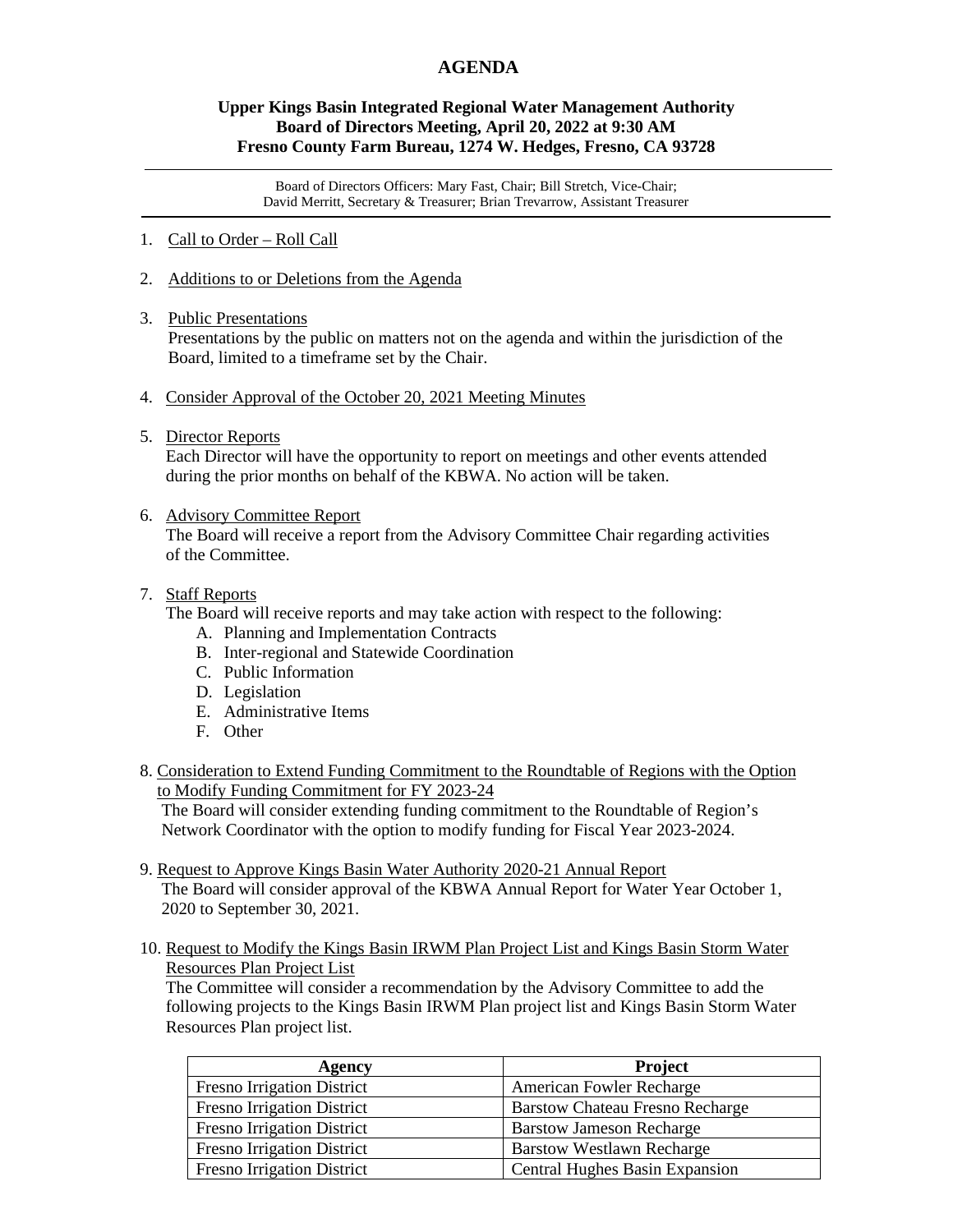# AGENDA

**Upper Kings Basin Integrated Regional Water Management Authority**
**Board of Directors Meeting, April 20, 2022 at 9:30 AM**
**Fresno County Farm Bureau, 1274 W. Hedges, Fresno, CA 93728**

---

Board of Directors Officers: Mary Fast, Chair; Bill Stretch, Vice-Chair; David Merritt, Secretary & Treasurer; Brian Trevarrow, Assistant Treasurer

---

1. Call to Order – Roll Call

2. Additions to or Deletions from the Agenda

3. Public Presentations
   Presentations by the public on matters not on the agenda and within the jurisdiction of the Board, limited to a timeframe set by the Chair.

4. Consider Approval of the October 20, 2021 Meeting Minutes

5. Director Reports
   Each Director will have the opportunity to report on meetings and other events attended during the prior months on behalf of the KBWA. No action will be taken.

6. Advisory Committee Report
   The Board will receive a report from the Advisory Committee Chair regarding activities of the Committee.

7. Staff Reports
   The Board will receive reports and may take action with respect to the following:
   A. Planning and Implementation Contracts
   B. Inter-regional and Statewide Coordination
   C. Public Information
   D. Legislation
   E. Administrative Items
   F. Other

8. Consideration to Extend Funding Commitment to the Roundtable of Regions with the Option to Modify Funding Commitment for FY 2023-24
   The Board will consider extending funding commitment to the Roundtable of Region's Network Coordinator with the option to modify funding for Fiscal Year 2023-2024.

9. Request to Approve Kings Basin Water Authority 2020-21 Annual Report
   The Board will consider approval of the KBWA Annual Report for Water Year October 1, 2020 to September 30, 2021.

10. Request to Modify the Kings Basin IRWM Plan Project List and Kings Basin Storm Water Resources Plan Project List
    The Committee will consider a recommendation by the Advisory Committee to add the following projects to the Kings Basin IRWM Plan project list and Kings Basin Storm Water Resources Plan project list.

| Agency | Project |
|---|---|
| Fresno Irrigation District | American Fowler Recharge |
| Fresno Irrigation District | Barstow Chateau Fresno Recharge |
| Fresno Irrigation District | Barstow Jameson Recharge |
| Fresno Irrigation District | Barstow Westlawn Recharge |
| Fresno Irrigation District | Central Hughes Basin Expansion |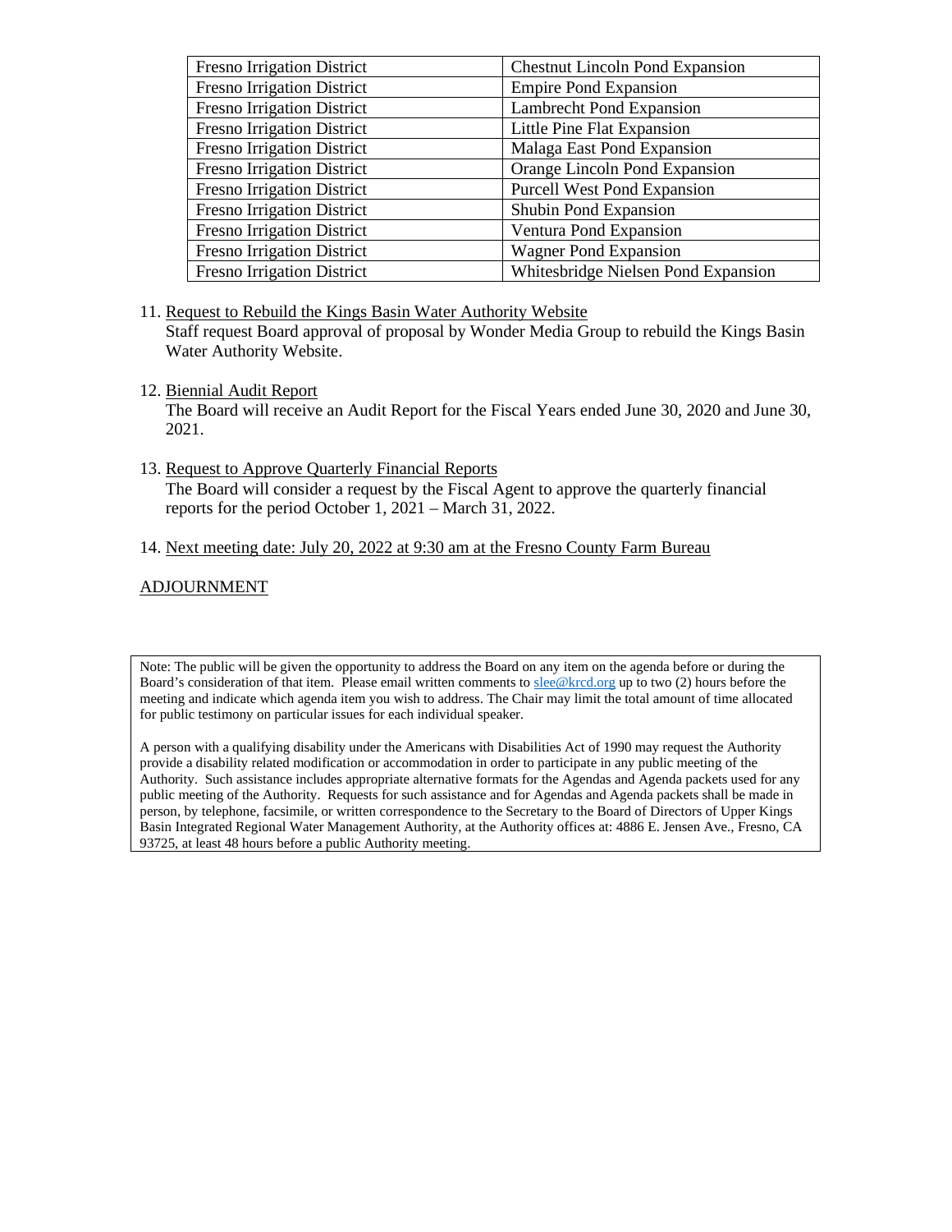| | |
|---|---|
| Fresno Irrigation District | Chestnut Lincoln Pond Expansion |
| Fresno Irrigation District | Empire Pond Expansion |
| Fresno Irrigation District | Lambrecht Pond Expansion |
| Fresno Irrigation District | Little Pine Flat Expansion |
| Fresno Irrigation District | Malaga East Pond Expansion |
| Fresno Irrigation District | Orange Lincoln Pond Expansion |
| Fresno Irrigation District | Purcell West Pond Expansion |
| Fresno Irrigation District | Shubin Pond Expansion |
| Fresno Irrigation District | Ventura Pond Expansion |
| Fresno Irrigation District | Wagner Pond Expansion |
| Fresno Irrigation District | Whitesbridge Nielsen Pond Expansion |

11. Request to Rebuild the Kings Basin Water Authority Website
    Staff request Board approval of proposal by Wonder Media Group to rebuild the Kings Basin Water Authority Website.

12. Biennial Audit Report
    The Board will receive an Audit Report for the Fiscal Years ended June 30, 2020 and June 30, 2021.

13. Request to Approve Quarterly Financial Reports
    The Board will consider a request by the Fiscal Agent to approve the quarterly financial reports for the period October 1, 2021 – March 31, 2022.

14. Next meeting date: July 20, 2022 at 9:30 am at the Fresno County Farm Bureau

ADJOURNMENT

Note: The public will be given the opportunity to address the Board on any item on the agenda before or during the Board's consideration of that item. Please email written comments to slee@krcd.org up to two (2) hours before the meeting and indicate which agenda item you wish to address. The Chair may limit the total amount of time allocated for public testimony on particular issues for each individual speaker.

A person with a qualifying disability under the Americans with Disabilities Act of 1990 may request the Authority provide a disability related modification or accommodation in order to participate in any public meeting of the Authority. Such assistance includes appropriate alternative formats for the Agendas and Agenda packets used for any public meeting of the Authority. Requests for such assistance and for Agendas and Agenda packets shall be made in person, by telephone, facsimile, or written correspondence to the Secretary to the Board of Directors of Upper Kings Basin Integrated Regional Water Management Authority, at the Authority offices at: 4886 E. Jensen Ave., Fresno, CA 93725, at least 48 hours before a public Authority meeting.